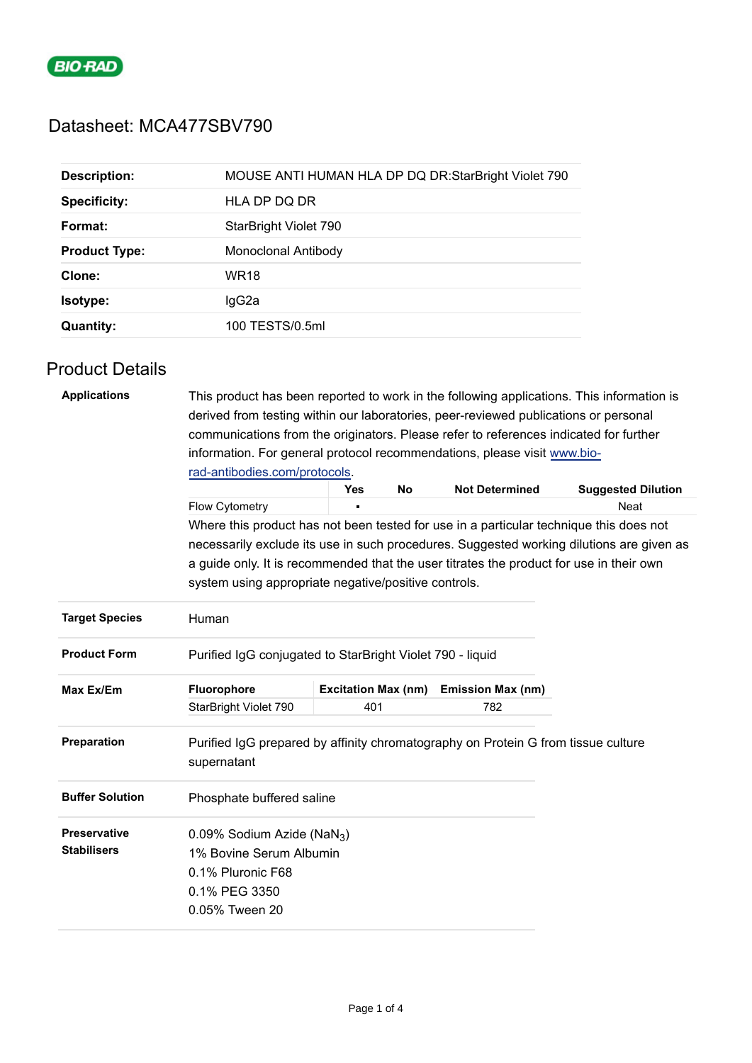# Datasheet: MCA477SBV790

| | |
|---|---|
| **Description:** | MOUSE ANTI HUMAN HLA DP DQ DR:StarBright Violet 790 |
| **Specificity:** | HLA DP DQ DR |
| **Format:** | StarBright Violet 790 |
| **Product Type:** | Monoclonal Antibody |
| **Clone:** | WR18 |
| **Isotype:** | IgG2a |
| **Quantity:** | 100 TESTS/0.5ml |

## Product Details

**Applications**

This product has been reported to work in the following applications. This information is derived from testing within our laboratories, peer-reviewed publications or personal communications from the originators. Please refer to references indicated for further information. For general protocol recommendations, please visit www.bio-rad-antibodies.com/protocols.

| | Yes | No | Not Determined | Suggested Dilution |
|---|---|---|---|---|
| Flow Cytometry | ▪ | | | Neat |

Where this product has not been tested for use in a particular technique this does not necessarily exclude its use in such procedures. Suggested working dilutions are given as a guide only. It is recommended that the user titrates the product for use in their own system using appropriate negative/positive controls.

**Target Species**

Human

**Product Form**

Purified IgG conjugated to StarBright Violet 790 - liquid

**Max Ex/Em**

| Fluorophore | Excitation Max (nm) | Emission Max (nm) |
|---|---|---|
| StarBright Violet 790 | 401 | 782 |

**Preparation**

Purified IgG prepared by affinity chromatography on Protein G from tissue culture supernatant

**Buffer Solution**

Phosphate buffered saline

**Preservative Stabilisers**

0.09% Sodium Azide ($NaN_3$)
1% Bovine Serum Albumin
0.1% Pluronic F68
0.1% PEG 3350
0.05% Tween 20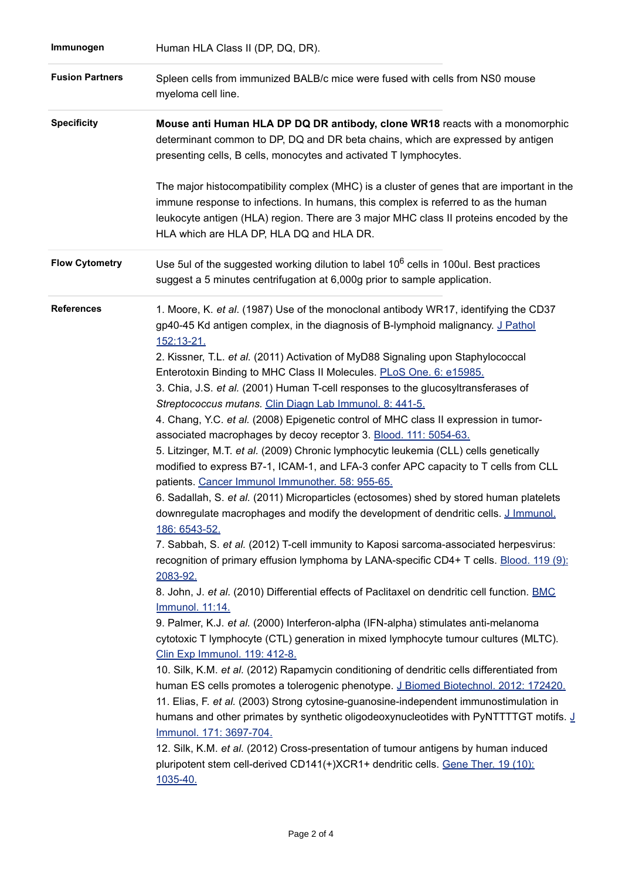| | |
|---|---|
| **Immunogen** | Human HLA Class II (DP, DQ, DR). |
| **Fusion Partners** | Spleen cells from immunized BALB/c mice were fused with cells from NS0 mouse myeloma cell line. |
| **Specificity** | **Mouse anti Human HLA DP DQ DR antibody, clone WR18** reacts with a monomorphic determinant common to DP, DQ and DR beta chains, which are expressed by antigen presenting cells, B cells, monocytes and activated T lymphocytes.<br><br>The major histocompatibility complex (MHC) is a cluster of genes that are important in the immune response to infections. In humans, this complex is referred to as the human leukocyte antigen (HLA) region. There are 3 major MHC class II proteins encoded by the HLA which are HLA DP, HLA DQ and HLA DR. |
| **Flow Cytometry** | Use 5ul of the suggested working dilution to label $10^6$ cells in 100ul. Best practices suggest a 5 minutes centrifugation at 6,000g prior to sample application. |

**References**

1. Moore, K. *et al.* (1987) Use of the monoclonal antibody WR17, identifying the CD37 gp40-45 Kd antigen complex, in the diagnosis of B-lymphoid malignancy. J Pathol 152:13-21.
2. Kissner, T.L. *et al.* (2011) Activation of MyD88 Signaling upon Staphylococcal Enterotoxin Binding to MHC Class II Molecules. PLoS One. 6: e15985.
3. Chia, J.S. *et al.* (2001) Human T-cell responses to the glucosyltransferases of *Streptococcus mutans*. Clin Diagn Lab Immunol. 8: 441-5.
4. Chang, Y.C. *et al.* (2008) Epigenetic control of MHC class II expression in tumor-associated macrophages by decoy receptor 3. Blood. 111: 5054-63.
5. Litzinger, M.T. *et al.* (2009) Chronic lymphocytic leukemia (CLL) cells genetically modified to express B7-1, ICAM-1, and LFA-3 confer APC capacity to T cells from CLL patients. Cancer Immunol Immunother. 58: 955-65.
6. Sadallah, S. *et al.* (2011) Microparticles (ectosomes) shed by stored human platelets downregulate macrophages and modify the development of dendritic cells. J Immunol. 186: 6543-52.
7. Sabbah, S. *et al.* (2012) T-cell immunity to Kaposi sarcoma-associated herpesvirus: recognition of primary effusion lymphoma by LANA-specific CD4+ T cells. Blood. 119 (9): 2083-92.
8. John, J. *et al.* (2010) Differential effects of Paclitaxel on dendritic cell function. BMC Immunol. 11:14.
9. Palmer, K.J. *et al.* (2000) Interferon-alpha (IFN-alpha) stimulates anti-melanoma cytotoxic T lymphocyte (CTL) generation in mixed lymphocyte tumour cultures (MLTC). Clin Exp Immunol. 119: 412-8.
10. Silk, K.M. *et al.* (2012) Rapamycin conditioning of dendritic cells differentiated from human ES cells promotes a tolerogenic phenotype. J Biomed Biotechnol. 2012: 172420.
11. Elias, F. *et al.* (2003) Strong cytosine-guanosine-independent immunostimulation in humans and other primates by synthetic oligodeoxynucleotides with PyNTTTTGT motifs. J Immunol. 171: 3697-704.
12. Silk, K.M. *et al.* (2012) Cross-presentation of tumour antigens by human induced pluripotent stem cell-derived CD141(+)XCR1+ dendritic cells. Gene Ther. 19 (10): 1035-40.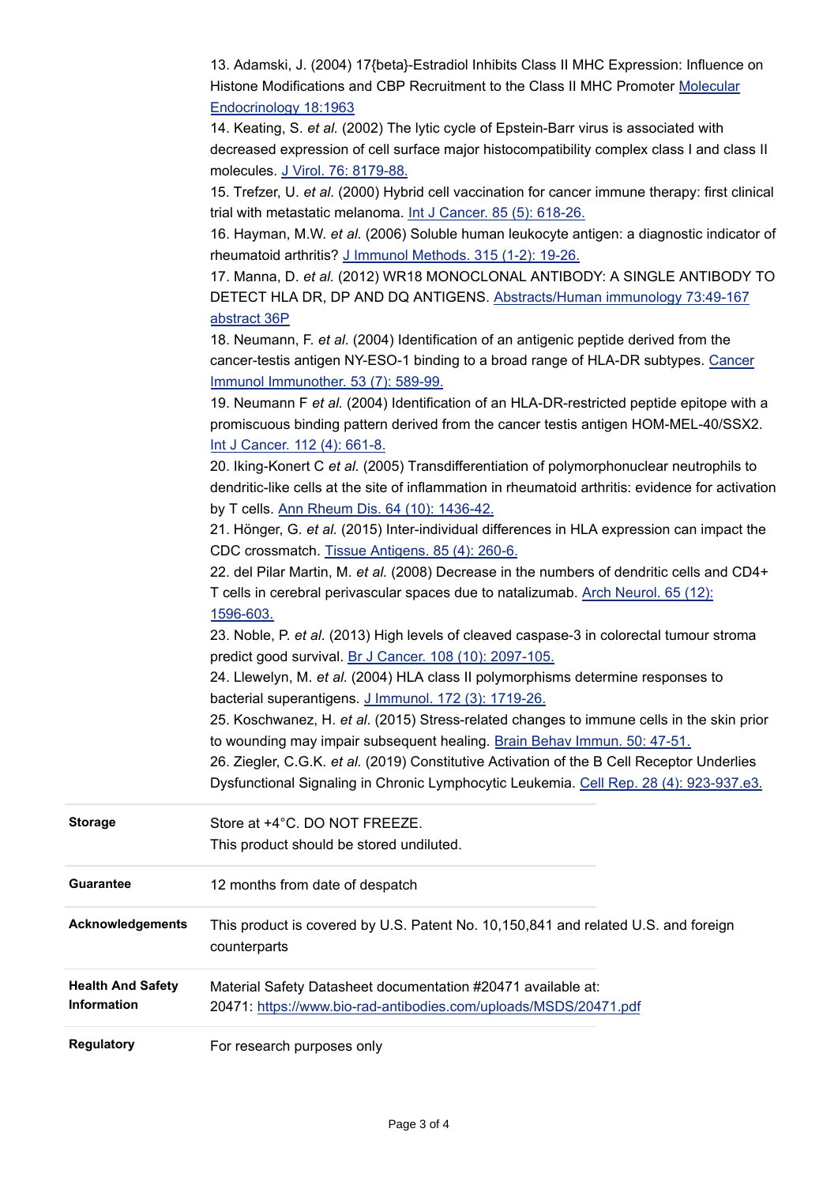13. Adamski, J. (2004) 17{beta}-Estradiol Inhibits Class II MHC Expression: Influence on Histone Modifications and CBP Recruitment to the Class II MHC Promoter Molecular Endocrinology 18:1963

14. Keating, S. *et al.* (2002) The lytic cycle of Epstein-Barr virus is associated with decreased expression of cell surface major histocompatibility complex class I and class II molecules. J Virol. 76: 8179-88.

15. Trefzer, U. *et al.* (2000) Hybrid cell vaccination for cancer immune therapy: first clinical trial with metastatic melanoma. Int J Cancer. 85 (5): 618-26.

16. Hayman, M.W. *et al.* (2006) Soluble human leukocyte antigen: a diagnostic indicator of rheumatoid arthritis? J Immunol Methods. 315 (1-2): 19-26.

17. Manna, D. *et al.* (2012) WR18 MONOCLONAL ANTIBODY: A SINGLE ANTIBODY TO DETECT HLA DR, DP AND DQ ANTIGENS. Abstracts/Human immunology 73:49-167 abstract 36P

18. Neumann, F. *et al.* (2004) Identification of an antigenic peptide derived from the cancer-testis antigen NY-ESO-1 binding to a broad range of HLA-DR subtypes. Cancer Immunol Immunother. 53 (7): 589-99.

19. Neumann F *et al.* (2004) Identification of an HLA-DR-restricted peptide epitope with a promiscuous binding pattern derived from the cancer testis antigen HOM-MEL-40/SSX2. Int J Cancer. 112 (4): 661-8.

20. Iking-Konert C *et al.* (2005) Transdifferentiation of polymorphonuclear neutrophils to dendritic-like cells at the site of inflammation in rheumatoid arthritis: evidence for activation by T cells. Ann Rheum Dis. 64 (10): 1436-42.

21. Hönger, G. *et al.* (2015) Inter-individual differences in HLA expression can impact the CDC crossmatch. Tissue Antigens. 85 (4): 260-6.

22. del Pilar Martin, M. *et al.* (2008) Decrease in the numbers of dendritic cells and CD4+ T cells in cerebral perivascular spaces due to natalizumab. Arch Neurol. 65 (12): 1596-603.

23. Noble, P. *et al.* (2013) High levels of cleaved caspase-3 in colorectal tumour stroma predict good survival. Br J Cancer. 108 (10): 2097-105.

24. Llewelyn, M. *et al.* (2004) HLA class II polymorphisms determine responses to bacterial superantigens. J Immunol. 172 (3): 1719-26.

25. Koschwanez, H. *et al.* (2015) Stress-related changes to immune cells in the skin prior to wounding may impair subsequent healing. Brain Behav Immun. 50: 47-51.

26. Ziegler, C.G.K. *et al.* (2019) Constitutive Activation of the B Cell Receptor Underlies Dysfunctional Signaling in Chronic Lymphocytic Leukemia. Cell Rep. 28 (4): 923-937.e3.

| | |
|---|---|
| **Storage** | Store at +4°C. DO NOT FREEZE.<br>This product should be stored undiluted. |
| **Guarantee** | 12 months from date of despatch |
| **Acknowledgements** | This product is covered by U.S. Patent No. 10,150,841 and related U.S. and foreign counterparts |
| **Health And Safety Information** | Material Safety Datasheet documentation #20471 available at:<br>20471: https://www.bio-rad-antibodies.com/uploads/MSDS/20471.pdf |
| **Regulatory** | For research purposes only |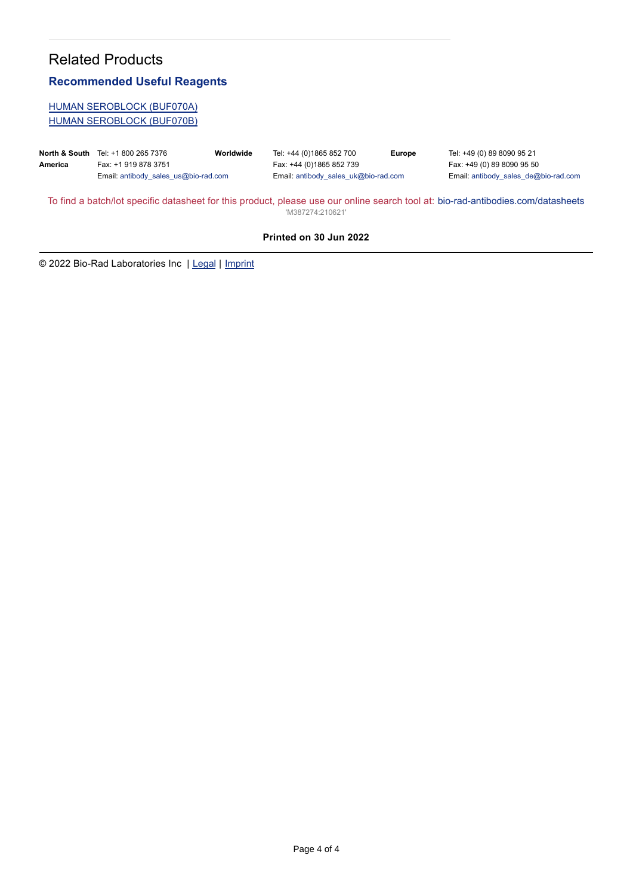## Related Products

### Recommended Useful Reagents

HUMAN SEROBLOCK (BUF070A)
HUMAN SEROBLOCK (BUF070B)

| | | | | | |
|---|---|---|---|---|---|
| **North & South America** | Tel: +1 800 265 7376<br>Fax: +1 919 878 3751<br>Email: antibody_sales_us@bio-rad.com | **Worldwide** | Tel: +44 (0)1865 852 700<br>Fax: +44 (0)1865 852 739<br>Email: antibody_sales_uk@bio-rad.com | **Europe** | Tel: +49 (0) 89 8090 95 21<br>Fax: +49 (0) 89 8090 95 50<br>Email: antibody_sales_de@bio-rad.com |

To find a batch/lot specific datasheet for this product, please use our online search tool at: bio-rad-antibodies.com/datasheets

'M387274:210621'

**Printed on 30 Jun 2022**

© 2022 Bio-Rad Laboratories Inc | Legal | Imprint